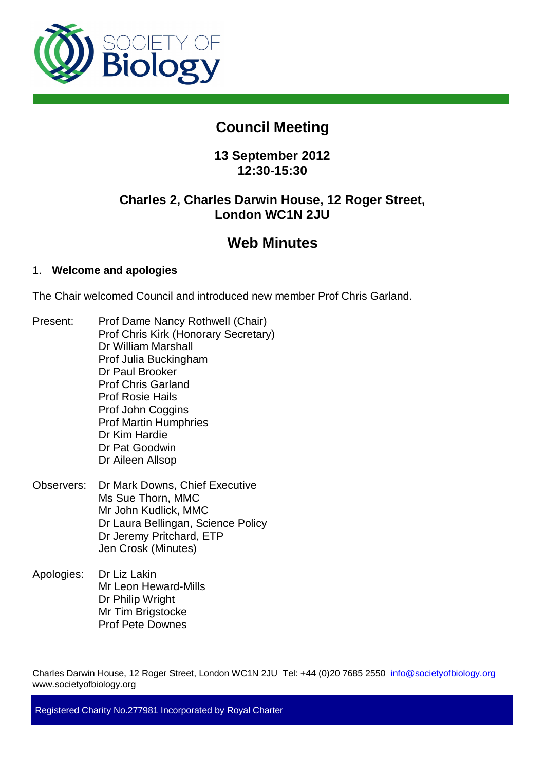# Council Meeting

**13 September 2012**
**12:30-15:30**

**Charles 2, Charles Darwin House, 12 Roger Street, London WC1N 2JU**

## Web Minutes

1. **Welcome and apologies**

The Chair welcomed Council and introduced new member Prof Chris Garland.

Present:
- Prof Dame Nancy Rothwell (Chair)
- Prof Chris Kirk (Honorary Secretary)
- Dr William Marshall
- Prof Julia Buckingham
- Dr Paul Brooker
- Prof Chris Garland
- Prof Rosie Hails
- Prof John Coggins
- Prof Martin Humphries
- Dr Kim Hardie
- Dr Pat Goodwin
- Dr Aileen Allsop

Observers:
- Dr Mark Downs, Chief Executive
- Ms Sue Thorn, MMC
- Mr John Kudlick, MMC
- Dr Laura Bellingan, Science Policy
- Dr Jeremy Pritchard, ETP
- Jen Crosk (Minutes)

Apologies:
- Dr Liz Lakin
- Mr Leon Heward-Mills
- Dr Philip Wright
- Mr Tim Brigstocke
- Prof Pete Downes

Charles Darwin House, 12 Roger Street, London WC1N 2JU Tel: +44 (0)20 7685 2550 info@societyofbiology.org
www.societyofbiology.org

Registered Charity No.277981 Incorporated by Royal Charter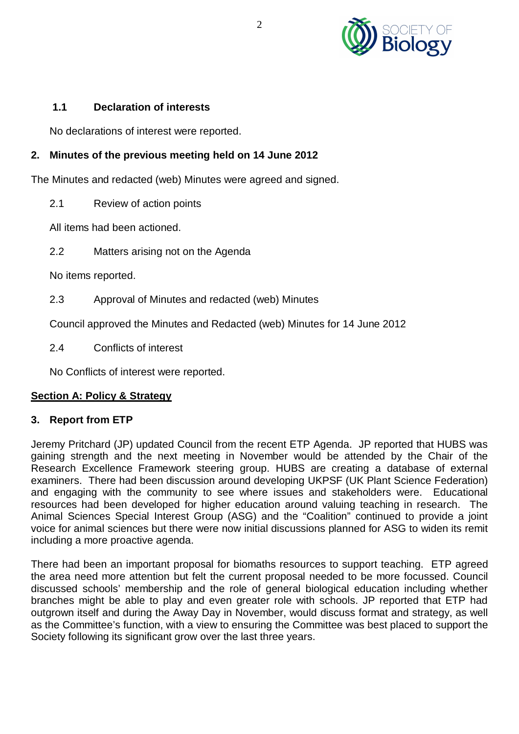### 1.1 Declaration of interests

No declarations of interest were reported.

## 2. Minutes of the previous meeting held on 14 June 2012

The Minutes and redacted (web) Minutes were agreed and signed.

2.1 Review of action points

All items had been actioned.

2.2 Matters arising not on the Agenda

No items reported.

2.3 Approval of Minutes and redacted (web) Minutes

Council approved the Minutes and Redacted (web) Minutes for 14 June 2012

2.4 Conflicts of interest

No Conflicts of interest were reported.

**Section A: Policy & Strategy**

## 3. Report from ETP

Jeremy Pritchard (JP) updated Council from the recent ETP Agenda. JP reported that HUBS was gaining strength and the next meeting in November would be attended by the Chair of the Research Excellence Framework steering group. HUBS are creating a database of external examiners. There had been discussion around developing UKPSF (UK Plant Science Federation) and engaging with the community to see where issues and stakeholders were. Educational resources had been developed for higher education around valuing teaching in research. The Animal Sciences Special Interest Group (ASG) and the "Coalition" continued to provide a joint voice for animal sciences but there were now initial discussions planned for ASG to widen its remit including a more proactive agenda.

There had been an important proposal for biomaths resources to support teaching. ETP agreed the area need more attention but felt the current proposal needed to be more focussed. Council discussed schools' membership and the role of general biological education including whether branches might be able to play and even greater role with schools. JP reported that ETP had outgrown itself and during the Away Day in November, would discuss format and strategy, as well as the Committee's function, with a view to ensuring the Committee was best placed to support the Society following its significant grow over the last three years.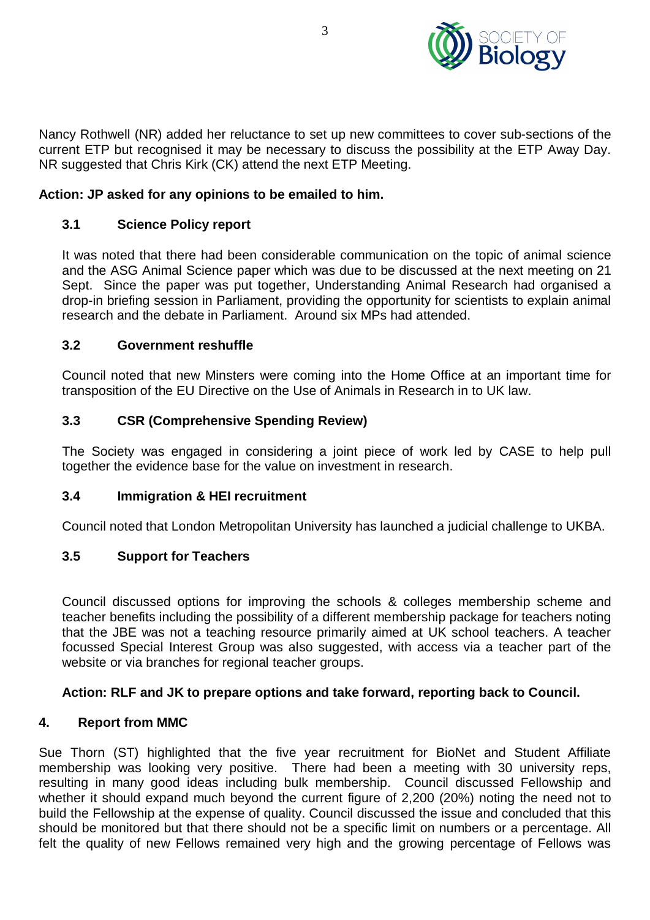Nancy Rothwell (NR) added her reluctance to set up new committees to cover sub-sections of the current ETP but recognised it may be necessary to discuss the possibility at the ETP Away Day. NR suggested that Chris Kirk (CK) attend the next ETP Meeting.

**Action: JP asked for any opinions to be emailed to him.**

### 3.1 Science Policy report

It was noted that there had been considerable communication on the topic of animal science and the ASG Animal Science paper which was due to be discussed at the next meeting on 21 Sept. Since the paper was put together, Understanding Animal Research had organised a drop-in briefing session in Parliament, providing the opportunity for scientists to explain animal research and the debate in Parliament. Around six MPs had attended.

### 3.2 Government reshuffle

Council noted that new Minsters were coming into the Home Office at an important time for transposition of the EU Directive on the Use of Animals in Research in to UK law.

### 3.3 CSR (Comprehensive Spending Review)

The Society was engaged in considering a joint piece of work led by CASE to help pull together the evidence base for the value on investment in research.

### 3.4 Immigration & HEI recruitment

Council noted that London Metropolitan University has launched a judicial challenge to UKBA.

### 3.5 Support for Teachers

Council discussed options for improving the schools & colleges membership scheme and teacher benefits including the possibility of a different membership package for teachers noting that the JBE was not a teaching resource primarily aimed at UK school teachers. A teacher focussed Special Interest Group was also suggested, with access via a teacher part of the website or via branches for regional teacher groups.

**Action: RLF and JK to prepare options and take forward, reporting back to Council.**

## 4. Report from MMC

Sue Thorn (ST) highlighted that the five year recruitment for BioNet and Student Affiliate membership was looking very positive. There had been a meeting with 30 university reps, resulting in many good ideas including bulk membership. Council discussed Fellowship and whether it should expand much beyond the current figure of 2,200 (20%) noting the need not to build the Fellowship at the expense of quality. Council discussed the issue and concluded that this should be monitored but that there should not be a specific limit on numbers or a percentage. All felt the quality of new Fellows remained very high and the growing percentage of Fellows was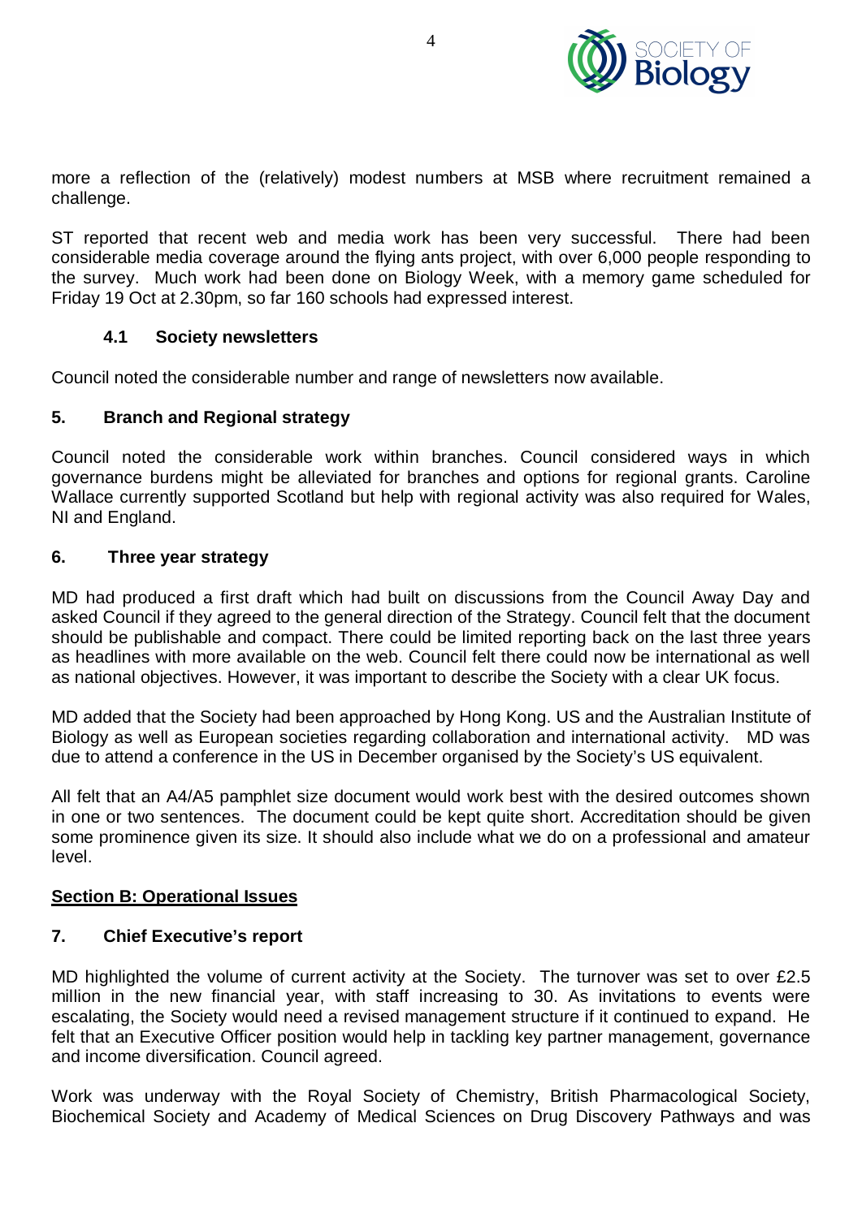more a reflection of the (relatively) modest numbers at MSB where recruitment remained a challenge.

ST reported that recent web and media work has been very successful. There had been considerable media coverage around the flying ants project, with over 6,000 people responding to the survey. Much work had been done on Biology Week, with a memory game scheduled for Friday 19 Oct at 2.30pm, so far 160 schools had expressed interest.

### 4.1 Society newsletters

Council noted the considerable number and range of newsletters now available.

### 5. Branch and Regional strategy

Council noted the considerable work within branches. Council considered ways in which governance burdens might be alleviated for branches and options for regional grants. Caroline Wallace currently supported Scotland but help with regional activity was also required for Wales, NI and England.

### 6. Three year strategy

MD had produced a first draft which had built on discussions from the Council Away Day and asked Council if they agreed to the general direction of the Strategy. Council felt that the document should be publishable and compact. There could be limited reporting back on the last three years as headlines with more available on the web. Council felt there could now be international as well as national objectives. However, it was important to describe the Society with a clear UK focus.

MD added that the Society had been approached by Hong Kong. US and the Australian Institute of Biology as well as European societies regarding collaboration and international activity. MD was due to attend a conference in the US in December organised by the Society's US equivalent.

All felt that an A4/A5 pamphlet size document would work best with the desired outcomes shown in one or two sentences. The document could be kept quite short. Accreditation should be given some prominence given its size. It should also include what we do on a professional and amateur level.

## <u>Section B: Operational Issues</u>

### 7. Chief Executive's report

MD highlighted the volume of current activity at the Society. The turnover was set to over £2.5 million in the new financial year, with staff increasing to 30. As invitations to events were escalating, the Society would need a revised management structure if it continued to expand. He felt that an Executive Officer position would help in tackling key partner management, governance and income diversification. Council agreed.

Work was underway with the Royal Society of Chemistry, British Pharmacological Society, Biochemical Society and Academy of Medical Sciences on Drug Discovery Pathways and was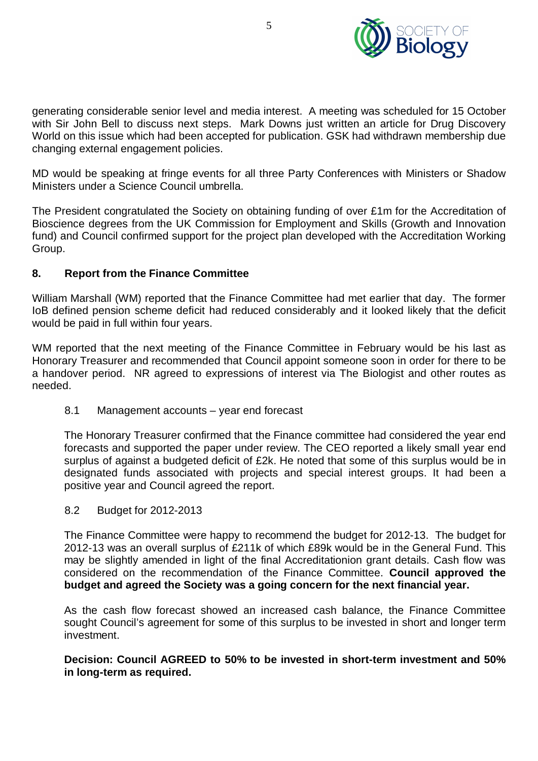generating considerable senior level and media interest. A meeting was scheduled for 15 October with Sir John Bell to discuss next steps. Mark Downs just written an article for Drug Discovery World on this issue which had been accepted for publication. GSK had withdrawn membership due changing external engagement policies.

MD would be speaking at fringe events for all three Party Conferences with Ministers or Shadow Ministers under a Science Council umbrella.

The President congratulated the Society on obtaining funding of over £1m for the Accreditation of Bioscience degrees from the UK Commission for Employment and Skills (Growth and Innovation fund) and Council confirmed support for the project plan developed with the Accreditation Working Group.

## 8. Report from the Finance Committee

William Marshall (WM) reported that the Finance Committee had met earlier that day. The former IoB defined pension scheme deficit had reduced considerably and it looked likely that the deficit would be paid in full within four years.

WM reported that the next meeting of the Finance Committee in February would be his last as Honorary Treasurer and recommended that Council appoint someone soon in order for there to be a handover period. NR agreed to expressions of interest via The Biologist and other routes as needed.

### 8.1 Management accounts – year end forecast

The Honorary Treasurer confirmed that the Finance committee had considered the year end forecasts and supported the paper under review. The CEO reported a likely small year end surplus of against a budgeted deficit of £2k. He noted that some of this surplus would be in designated funds associated with projects and special interest groups. It had been a positive year and Council agreed the report.

### 8.2 Budget for 2012-2013

The Finance Committee were happy to recommend the budget for 2012-13. The budget for 2012-13 was an overall surplus of £211k of which £89k would be in the General Fund. This may be slightly amended in light of the final Accreditationion grant details. Cash flow was considered on the recommendation of the Finance Committee. **Council approved the budget and agreed the Society was a going concern for the next financial year.**

As the cash flow forecast showed an increased cash balance, the Finance Committee sought Council's agreement for some of this surplus to be invested in short and longer term investment.

**Decision: Council AGREED to 50% to be invested in short-term investment and 50% in long-term as required.**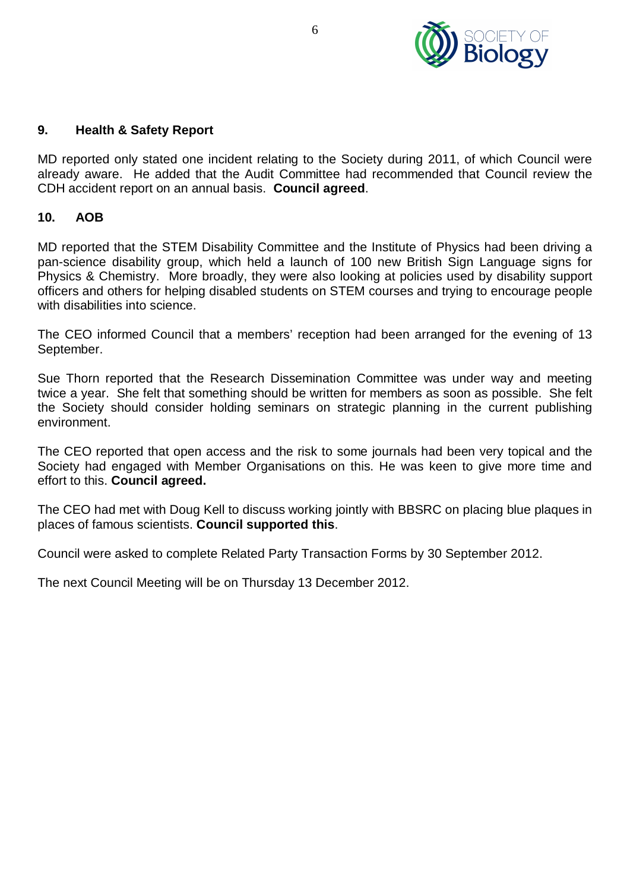## 9. Health & Safety Report

MD reported only stated one incident relating to the Society during 2011, of which Council were already aware. He added that the Audit Committee had recommended that Council review the CDH accident report on an annual basis. **Council agreed**.

## 10. AOB

MD reported that the STEM Disability Committee and the Institute of Physics had been driving a pan-science disability group, which held a launch of 100 new British Sign Language signs for Physics & Chemistry. More broadly, they were also looking at policies used by disability support officers and others for helping disabled students on STEM courses and trying to encourage people with disabilities into science.

The CEO informed Council that a members' reception had been arranged for the evening of 13 September.

Sue Thorn reported that the Research Dissemination Committee was under way and meeting twice a year. She felt that something should be written for members as soon as possible. She felt the Society should consider holding seminars on strategic planning in the current publishing environment.

The CEO reported that open access and the risk to some journals had been very topical and the Society had engaged with Member Organisations on this. He was keen to give more time and effort to this. **Council agreed.**

The CEO had met with Doug Kell to discuss working jointly with BBSRC on placing blue plaques in places of famous scientists. **Council supported this**.

Council were asked to complete Related Party Transaction Forms by 30 September 2012.

The next Council Meeting will be on Thursday 13 December 2012.